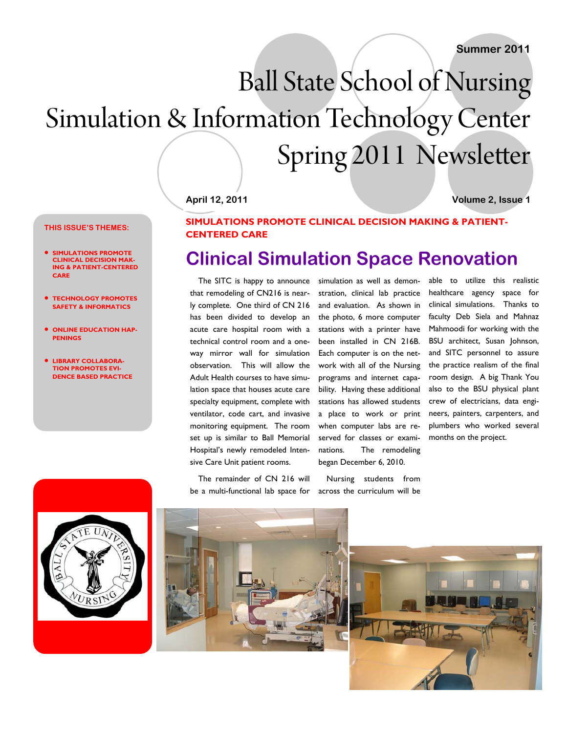Summer 2011

# Ball State School of Nursing Simulation & Information Technology Center Spring 2011 Newsletter

**April 12, 2011** **Volume 2, Issue 1**

**THIS ISSUE'S THEMES:**

- **SIMULATIONS PROMOTE CLINICAL DECISION MAKING & PATIENT-CENTERED CARE**
- **TECHNOLOGY PROMOTES SAFETY & INFORMATICS**
- **ONLINE EDUCATION HAPPENINGS**
- **LIBRARY COLLABORATION PROMOTES EVIDENCE BASED PRACTICE**

### SIMULATIONS PROMOTE CLINICAL DECISION MAKING & PATIENT-CENTERED CARE

## Clinical Simulation Space Renovation

The SITC is happy to announce that remodeling of CN216 is nearly complete. One third of CN 216 has been divided to develop an acute care hospital room with a technical control room and a one-way mirror wall for simulation observation. This will allow the Adult Health courses to have simulation space that houses acute care specialty equipment, complete with ventilator, code cart, and invasive monitoring equipment. The room set up is similar to Ball Memorial Hospital's newly remodeled Intensive Care Unit patient rooms.

The remainder of CN 216 will be a multi-functional lab space for simulation as well as demonstration, clinical lab practice and evaluation. As shown in the photo, 6 more computer stations with a printer have been installed in CN 216B. Each computer is on the network with all of the Nursing programs and internet capability. Having these additional stations has allowed students a place to work or print when computer labs are reserved for classes or examinations. The remodeling began December 6, 2010.

Nursing students from across the curriculum will be able to utilize this realistic healthcare agency space for clinical simulations. Thanks to faculty Deb Siela and Mahnaz Mahmoodi for working with the BSU architect, Susan Johnson, and SITC personnel to assure the practice realism of the final room design. A big Thank You also to the BSU physical plant crew of electricians, data engineers, painters, carpenters, and plumbers who worked several months on the project.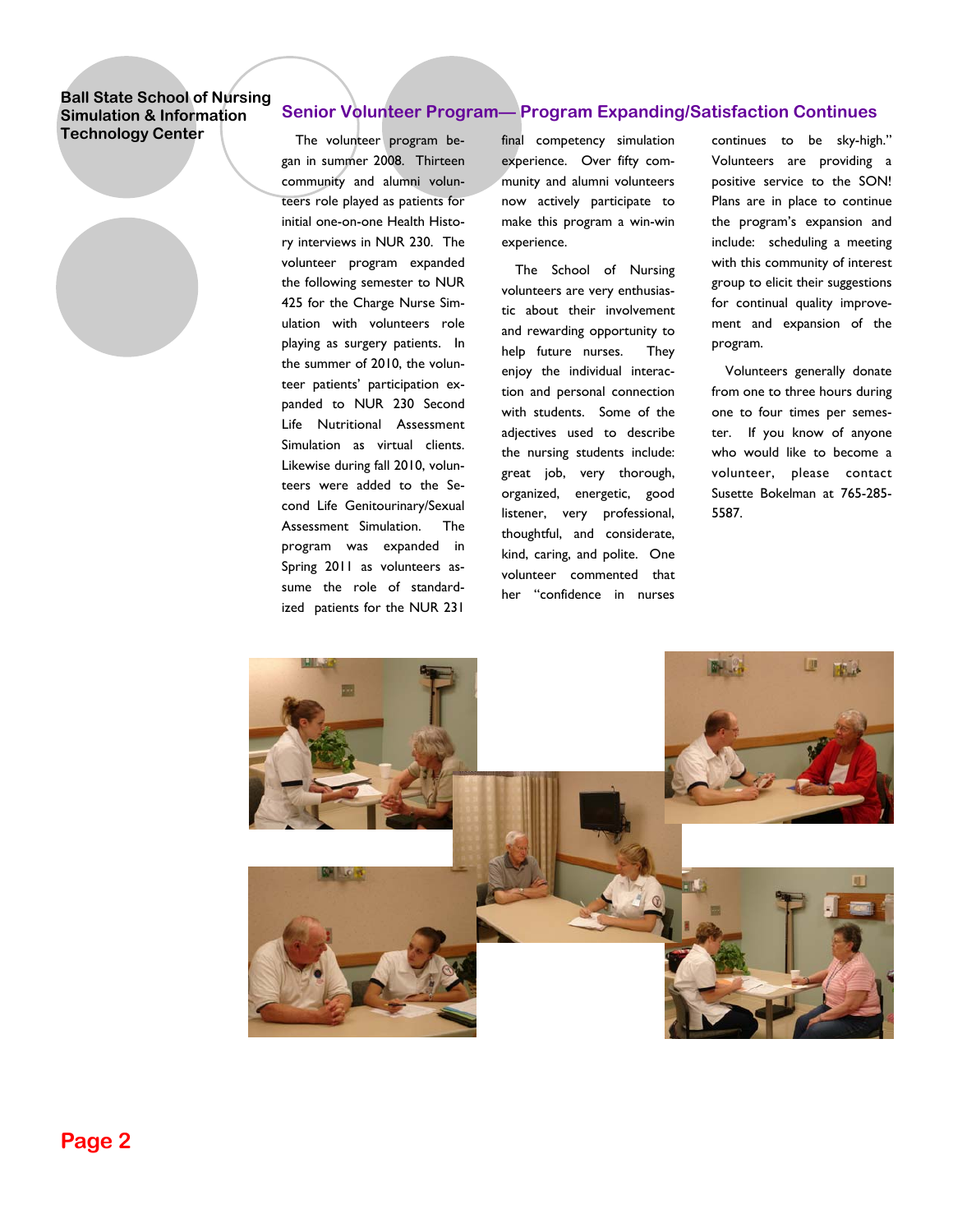## Senior Volunteer Program— Program Expanding/Satisfaction Continues

The volunteer program began in summer 2008. Thirteen community and alumni volunteers role played as patients for initial one-on-one Health History interviews in NUR 230. The volunteer program expanded the following semester to NUR 425 for the Charge Nurse Simulation with volunteers role playing as surgery patients. In the summer of 2010, the volunteer patients' participation expanded to NUR 230 Second Life Nutritional Assessment Simulation as virtual clients. Likewise during fall 2010, volunteers were added to the Second Life Genitourinary/Sexual Assessment Simulation. The program was expanded in Spring 2011 as volunteers assume the role of standardized patients for the NUR 231 final competency simulation experience. Over fifty community and alumni volunteers now actively participate to make this program a win-win experience.

The School of Nursing volunteers are very enthusiastic about their involvement and rewarding opportunity to help future nurses. They enjoy the individual interaction and personal connection with students. Some of the adjectives used to describe the nursing students include: great job, very thorough, organized, energetic, good listener, very professional, thoughtful, and considerate, kind, caring, and polite. One volunteer commented that her "confidence in nurses continues to be sky-high." Volunteers are providing a positive service to the SON! Plans are in place to continue the program's expansion and include: scheduling a meeting with this community of interest group to elicit their suggestions for continual quality improvement and expansion of the program.

Volunteers generally donate from one to three hours during one to four times per semester. If you know of anyone who would like to become a volunteer, please contact Susette Bokelman at 765-285-5587.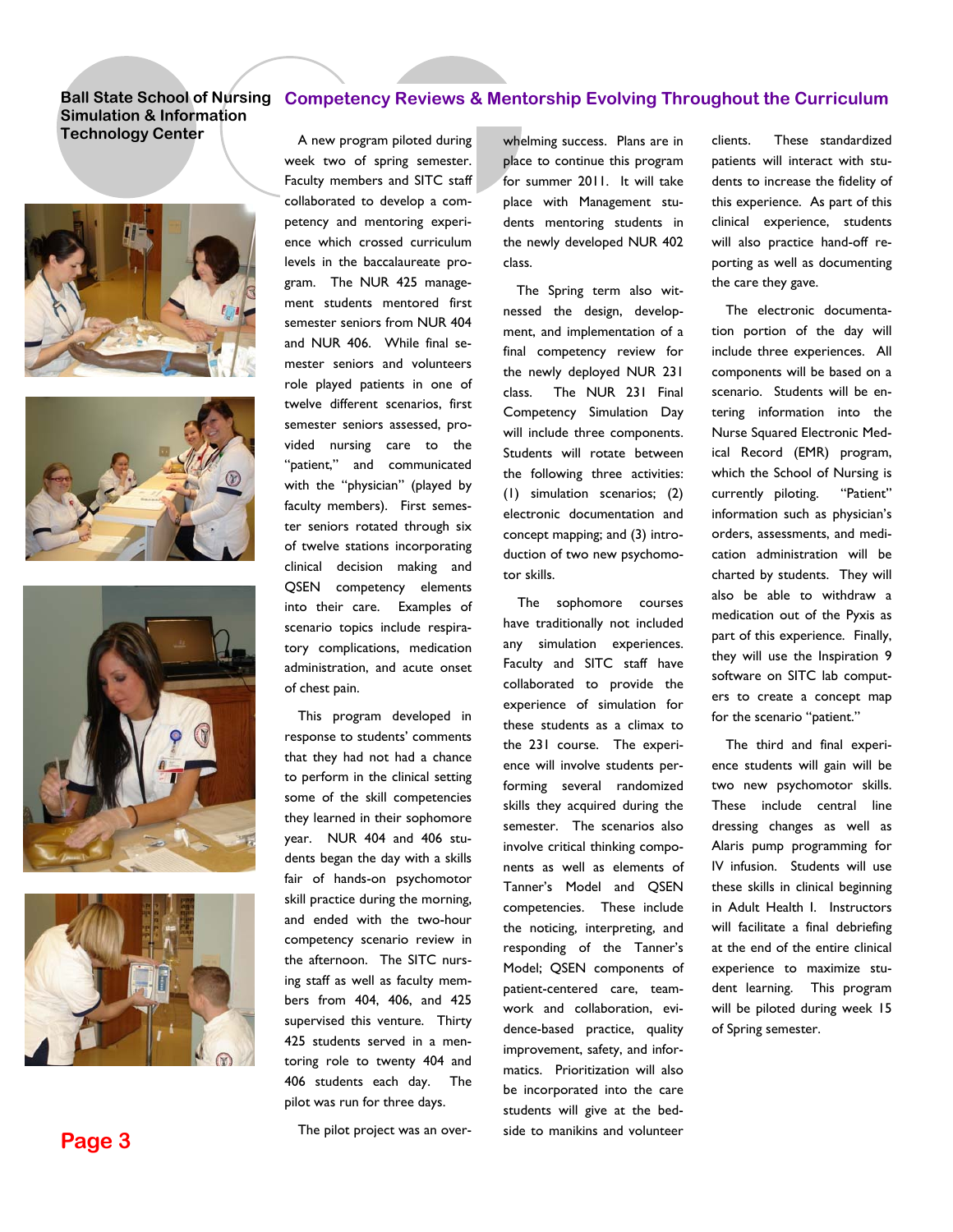## Competency Reviews & Mentorship Evolving Throughout the Curriculum

A new program piloted during week two of spring semester. Faculty members and SITC staff collaborated to develop a competency and mentoring experience which crossed curriculum levels in the baccalaureate program. The NUR 425 management students mentored first semester seniors from NUR 404 and NUR 406. While final semester seniors and volunteers role played patients in one of twelve different scenarios, first semester seniors assessed, provided nursing care to the "patient," and communicated with the "physician" (played by faculty members). First semester seniors rotated through six of twelve stations incorporating clinical decision making and QSEN competency elements into their care. Examples of scenario topics include respiratory complications, medication administration, and acute onset of chest pain.

This program developed in response to students' comments that they had not had a chance to perform in the clinical setting some of the skill competencies they learned in their sophomore year. NUR 404 and 406 students began the day with a skills fair of hands-on psychomotor skill practice during the morning, and ended with the two-hour competency scenario review in the afternoon. The SITC nursing staff as well as faculty members from 404, 406, and 425 supervised this venture. Thirty 425 students served in a mentoring role to twenty 404 and 406 students each day. The pilot was run for three days.

The pilot project was an overwhelming success. Plans are in place to continue this program for summer 2011. It will take place with Management students mentoring students in the newly developed NUR 402 class.

The Spring term also witnessed the design, development, and implementation of a final competency review for the newly deployed NUR 231 class. The NUR 231 Final Competency Simulation Day will include three components. Students will rotate between the following three activities: (1) simulation scenarios; (2) electronic documentation and concept mapping; and (3) introduction of two new psychomotor skills.

The sophomore courses have traditionally not included any simulation experiences. Faculty and SITC staff have collaborated to provide the experience of simulation for these students as a climax to the 231 course. The experience will involve students performing several randomized skills they acquired during the semester. The scenarios also involve critical thinking components as well as elements of Tanner's Model and QSEN competencies. These include the noticing, interpreting, and responding of the Tanner's Model; QSEN components of patient-centered care, teamwork and collaboration, evidence-based practice, quality improvement, safety, and informatics. Prioritization will also be incorporated into the care students will give at the bedside to manikins and volunteer clients. These standardized patients will interact with students to increase the fidelity of this experience. As part of this clinical experience, students will also practice hand-off reporting as well as documenting the care they gave.

The electronic documentation portion of the day will include three experiences. All components will be based on a scenario. Students will be entering information into the Nurse Squared Electronic Medical Record (EMR) program, which the School of Nursing is currently piloting. "Patient" information such as physician's orders, assessments, and medication administration will be charted by students. They will also be able to withdraw a medication out of the Pyxis as part of this experience. Finally, they will use the Inspiration 9 software on SITC lab computers to create a concept map for the scenario "patient."

The third and final experience students will gain will be two new psychomotor skills. These include central line dressing changes as well as Alaris pump programming for IV infusion. Students will use these skills in clinical beginning in Adult Health I. Instructors will facilitate a final debriefing at the end of the entire clinical experience to maximize student learning. This program will be piloted during week 15 of Spring semester.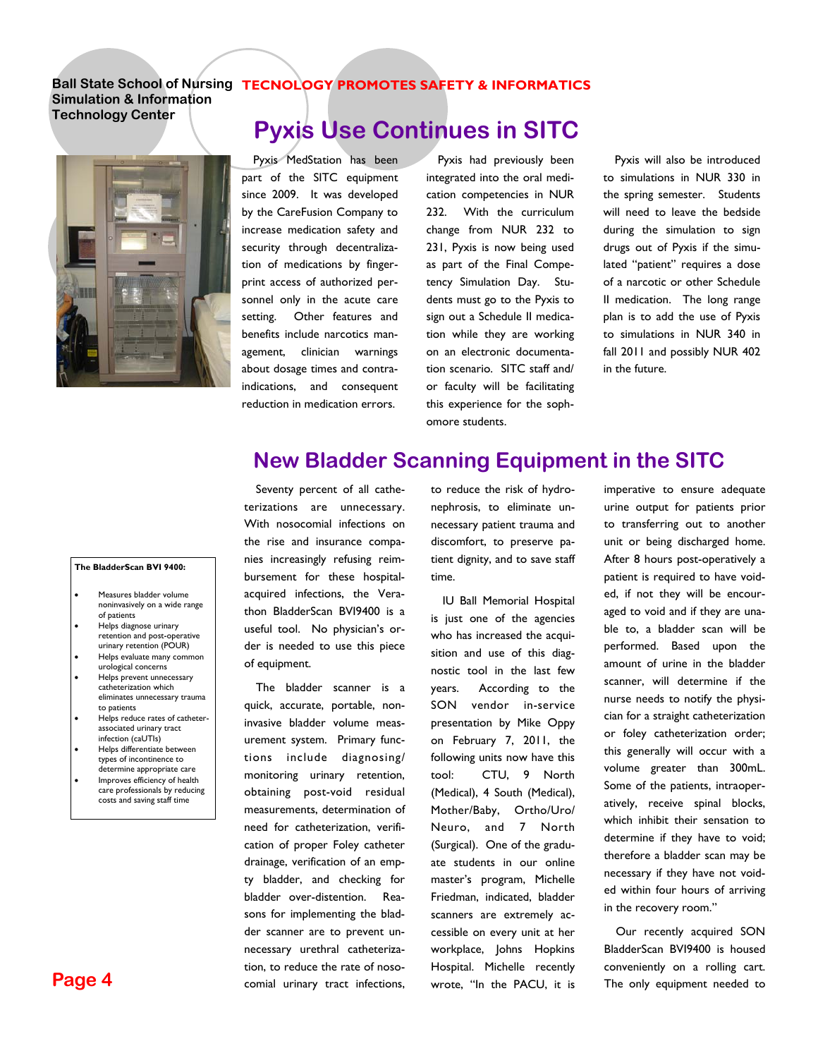Ball State School of Nursing Simulation & Information Technology Center

**TECNOLOGY PROMOTES SAFETY & INFORMATICS**

# Pyxis Use Continues in SITC

Pyxis MedStation has been part of the SITC equipment since 2009. It was developed by the CareFusion Company to increase medication safety and security through decentralization of medications by fingerprint access of authorized personnel only in the acute care setting. Other features and benefits include narcotics management, clinician warnings about dosage times and contraindications, and consequent reduction in medication errors.

Pyxis had previously been integrated into the oral medication competencies in NUR 232. With the curriculum change from NUR 232 to 231, Pyxis is now being used as part of the Final Competency Simulation Day. Students must go to the Pyxis to sign out a Schedule II medication while they are working on an electronic documentation scenario. SITC staff and/or faculty will be facilitating this experience for the sophomore students.

Pyxis will also be introduced to simulations in NUR 330 in the spring semester. Students will need to leave the bedside during the simulation to sign drugs out of Pyxis if the simulated "patient" requires a dose of a narcotic or other Schedule II medication. The long range plan is to add the use of Pyxis to simulations in NUR 340 in fall 2011 and possibly NUR 402 in the future.

# New Bladder Scanning Equipment in the SITC

**The BladderScan BVI 9400:**

- Measures bladder volume noninvasively on a wide range of patients
- Helps diagnose urinary retention and post-operative urinary retention (POUR)
- Helps evaluate many common urological concerns
- Helps prevent unnecessary catheterization which eliminates unnecessary trauma to patients
- Helps reduce rates of catheter-associated urinary tract infection (caUTIs)
- Helps differentiate between types of incontinence to determine appropriate care
- Improves efficiency of health care professionals by reducing costs and saving staff time

Seventy percent of all catheterizations are unnecessary. With nosocomial infections on the rise and insurance companies increasingly refusing reimbursement for these hospital-acquired infections, the Verathon BladderScan BVI9400 is a useful tool. No physician's order is needed to use this piece of equipment.

The bladder scanner is a quick, accurate, portable, non-invasive bladder volume measurement system. Primary functions include diagnosing/monitoring urinary retention, obtaining post-void residual measurements, determination of need for catheterization, verification of proper Foley catheter drainage, verification of an empty bladder, and checking for bladder over-distention. Reasons for implementing the bladder scanner are to prevent unnecessary urethral catheterization, to reduce the rate of nosocomial urinary tract infections, to reduce the risk of hydronephrosis, to eliminate unnecessary patient trauma and discomfort, to preserve patient dignity, and to save staff time.

IU Ball Memorial Hospital is just one of the agencies who has increased the acquisition and use of this diagnostic tool in the last few years. According to the SON vendor in-service presentation by Mike Oppy on February 7, 2011, the following units now have this tool: CTU, 9 North (Medical), 4 South (Medical), Mother/Baby, Ortho/Uro/Neuro, and 7 North (Surgical). One of the graduate students in our online master's program, Michelle Friedman, indicated, bladder scanners are extremely accessible on every unit at her workplace, Johns Hopkins Hospital. Michelle recently wrote, "In the PACU, it is imperative to ensure adequate urine output for patients prior to transferring out to another unit or being discharged home. After 8 hours post-operatively a patient is required to have voided, if not they will be encouraged to void and if they are unable to, a bladder scan will be performed. Based upon the amount of urine in the bladder scanner, will determine if the nurse needs to notify the physician for a straight catheterization or foley catheterization order; this generally will occur with a volume greater than 300mL. Some of the patients, intraoperatively, receive spinal blocks, which inhibit their sensation to determine if they have to void; therefore a bladder scan may be necessary if they have not voided within four hours of arriving in the recovery room."

Our recently acquired SON BladderScan BVI9400 is housed conveniently on a rolling cart. The only equipment needed to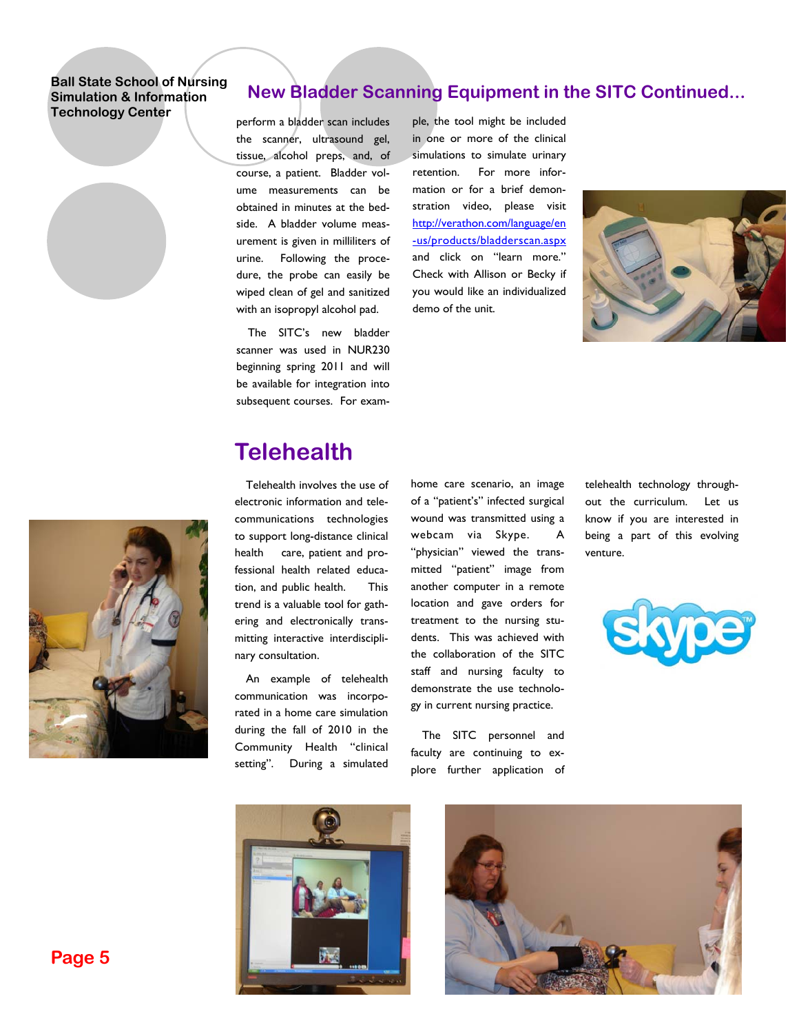## New Bladder Scanning Equipment in the SITC Continued...

perform a bladder scan includes the scanner, ultrasound gel, tissue, alcohol preps, and, of course, a patient. Bladder volume measurements can be obtained in minutes at the bedside. A bladder volume measurement is given in milliliters of urine. Following the procedure, the probe can easily be wiped clean of gel and sanitized with an isopropyl alcohol pad.

The SITC's new bladder scanner was used in NUR230 beginning spring 2011 and will be available for integration into subsequent courses. For example, the tool might be included in one or more of the clinical simulations to simulate urinary retention. For more information or for a brief demonstration video, please visit http://verathon.com/language/en-us/products/bladderscan.aspx and click on "learn more." Check with Allison or Becky if you would like an individualized demo of the unit.

# Telehealth

Telehealth involves the use of electronic information and telecommunications technologies to support long-distance clinical health care, patient and professional health related education, and public health. This trend is a valuable tool for gathering and electronically transmitting interactive interdisciplinary consultation.

An example of telehealth communication was incorporated in a home care simulation during the fall of 2010 in the Community Health "clinical setting". During a simulated home care scenario, an image of a "patient's" infected surgical wound was transmitted using a webcam via Skype. A "physician" viewed the transmitted "patient" image from another computer in a remote location and gave orders for treatment to the nursing students. This was achieved with the collaboration of the SITC staff and nursing faculty to demonstrate the use technology in current nursing practice.

The SITC personnel and faculty are continuing to explore further application of telehealth technology throughout the curriculum. Let us know if you are interested in being a part of this evolving venture.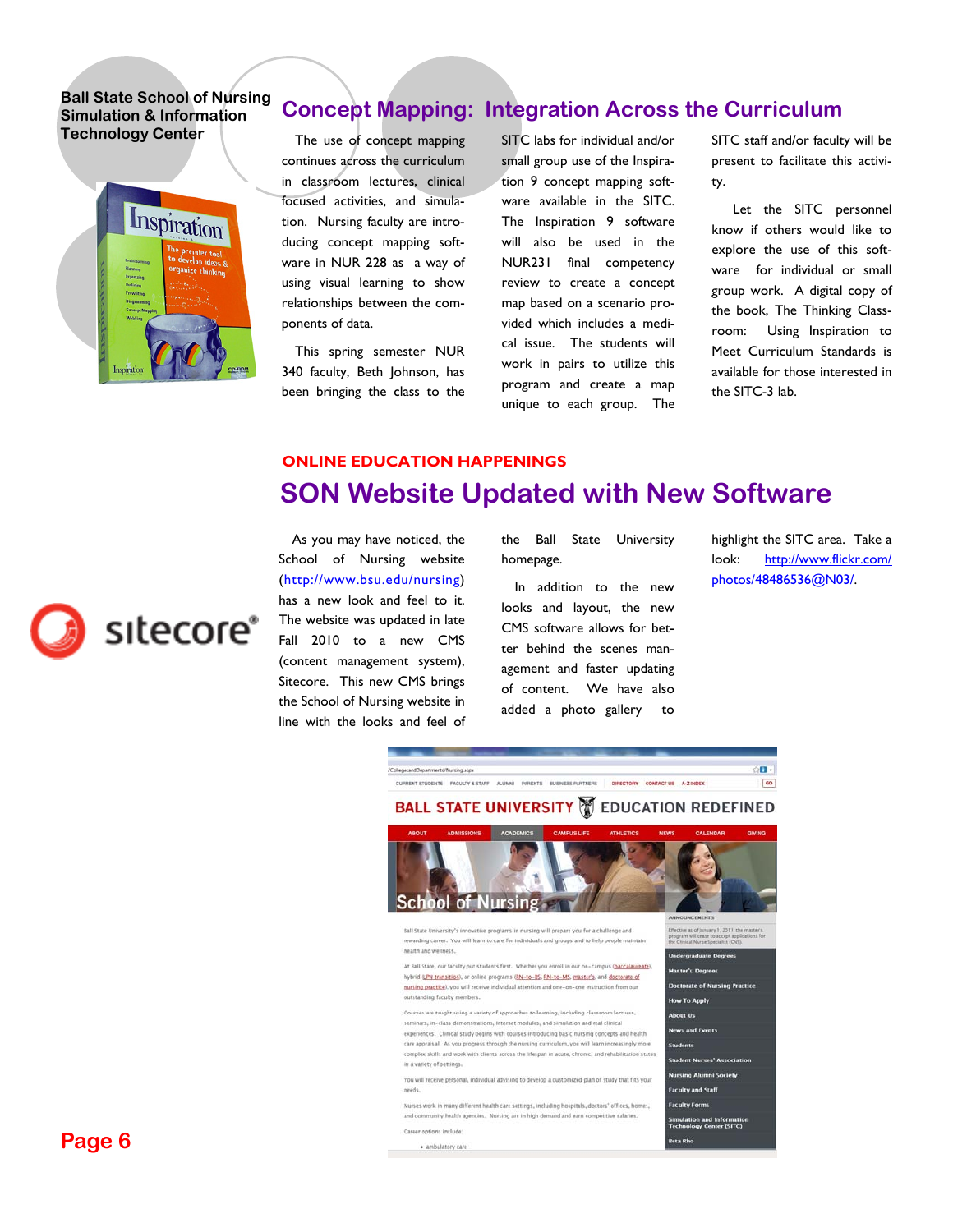Ball State School of Nursing Simulation & Information Technology Center

# Concept Mapping: Integration Across the Curriculum

The use of concept mapping continues across the curriculum in classroom lectures, clinical focused activities, and simulation. Nursing faculty are introducing concept mapping software in NUR 228 as a way of using visual learning to show relationships between the components of data.

This spring semester NUR 340 faculty, Beth Johnson, has been bringing the class to the SITC labs for individual and/or small group use of the Inspiration 9 concept mapping software available in the SITC. The Inspiration 9 software will also be used in the NUR231 final competency review to create a concept map based on a scenario provided which includes a medical issue. The students will work in pairs to utilize this program and create a map unique to each group. The SITC staff and/or faculty will be present to facilitate this activity.

Let the SITC personnel know if others would like to explore the use of this software for individual or small group work. A digital copy of the book, The Thinking Classroom: Using Inspiration to Meet Curriculum Standards is available for those interested in the SITC-3 lab.

## ONLINE EDUCATION HAPPENINGS

# SON Website Updated with New Software

As you may have noticed, the School of Nursing website (http://www.bsu.edu/nursing) has a new look and feel to it. The website was updated in late Fall 2010 to a new CMS (content management system), Sitecore. This new CMS brings the School of Nursing website in line with the looks and feel of the Ball State University homepage.

In addition to the new looks and layout, the new CMS software allows for better behind the scenes management and faster updating of content. We have also added a photo gallery to highlight the SITC area. Take a look: http://www.flickr.com/photos/48486536@N03/.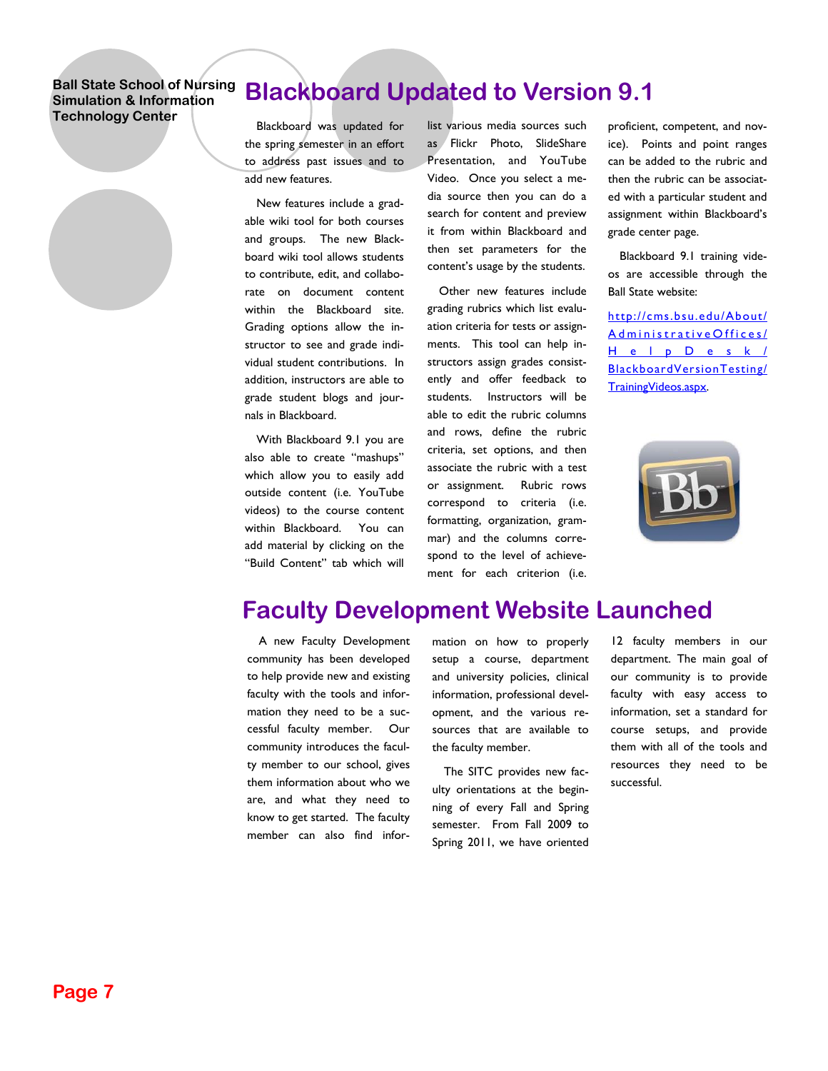# Blackboard Updated to Version 9.1

Blackboard was updated for the spring semester in an effort to address past issues and to add new features.

New features include a gradable wiki tool for both courses and groups. The new Blackboard wiki tool allows students to contribute, edit, and collaborate on document content within the Blackboard site. Grading options allow the instructor to see and grade individual student contributions. In addition, instructors are able to grade student blogs and journals in Blackboard.

With Blackboard 9.1 you are also able to create "mashups" which allow you to easily add outside content (i.e. YouTube videos) to the course content within Blackboard. You can add material by clicking on the "Build Content" tab which will list various media sources such as Flickr Photo, SlideShare Presentation, and YouTube Video. Once you select a media source then you can do a search for content and preview it from within Blackboard and then set parameters for the content's usage by the students.

Other new features include grading rubrics which list evaluation criteria for tests or assignments. This tool can help instructors assign grades consistently and offer feedback to students. Instructors will be able to edit the rubric columns and rows, define the rubric criteria, set options, and then associate the rubric with a test or assignment. Rubric rows correspond to criteria (i.e. formatting, organization, grammar) and the columns correspond to the level of achievement for each criterion (i.e. proficient, competent, and novice). Points and point ranges can be added to the rubric and then the rubric can be associated with a particular student and assignment within Blackboard's grade center page.

Blackboard 9.1 training videos are accessible through the Ball State website:

http://cms.bsu.edu/About/AdministrativeOffices/HelpDesk/BlackboardVersionTesting/TrainingVideos.aspx.

# Faculty Development Website Launched

A new Faculty Development community has been developed to help provide new and existing faculty with the tools and information they need to be a successful faculty member. Our community introduces the faculty member to our school, gives them information about who we are, and what they need to know to get started. The faculty member can also find information on how to properly setup a course, department and university policies, clinical information, professional development, and the various resources that are available to the faculty member.

The SITC provides new faculty orientations at the beginning of every Fall and Spring semester. From Fall 2009 to Spring 2011, we have oriented 12 faculty members in our department. The main goal of our community is to provide faculty with easy access to information, set a standard for course setups, and provide them with all of the tools and resources they need to be successful.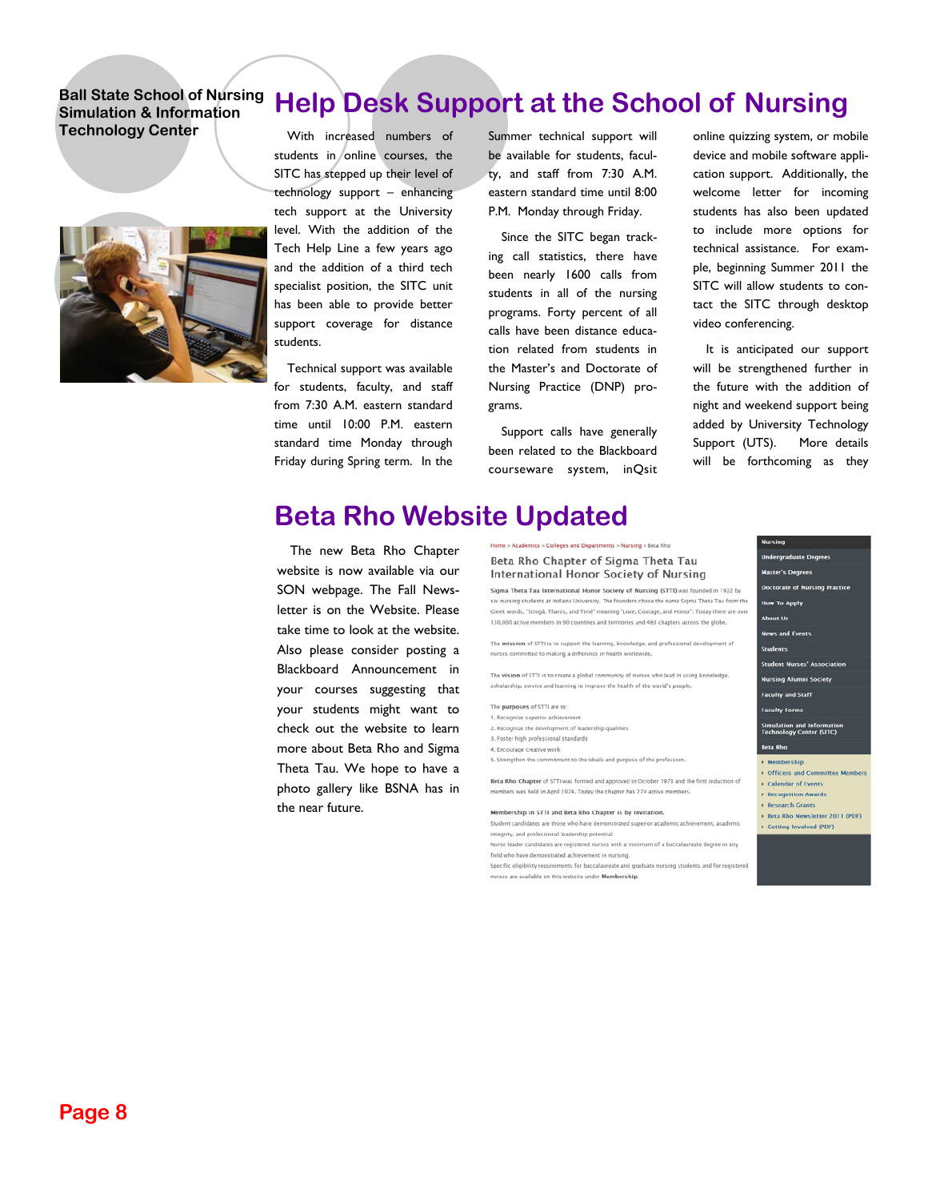Ball State School of Nursing Simulation & Information Technology Center

# Help Desk Support at the School of Nursing

With increased numbers of students in online courses, the SITC has stepped up their level of technology support – enhancing tech support at the University level. With the addition of the Tech Help Line a few years ago and the addition of a third tech specialist position, the SITC unit has been able to provide better support coverage for distance students.

Technical support was available for students, faculty, and staff from 7:30 A.M. eastern standard time until 10:00 P.M. eastern standard time Monday through Friday during Spring term. In the Summer technical support will be available for students, faculty, and staff from 7:30 A.M. eastern standard time until 8:00 P.M. Monday through Friday.

Since the SITC began tracking call statistics, there have been nearly 1600 calls from students in all of the nursing programs. Forty percent of all calls have been distance education related from students in the Master's and Doctorate of Nursing Practice (DNP) programs.

Support calls have generally been related to the Blackboard courseware system, inQsit online quizzing system, or mobile device and mobile software application support. Additionally, the welcome letter for incoming students has also been updated to include more options for technical assistance. For example, beginning Summer 2011 the SITC will allow students to contact the SITC through desktop video conferencing.

It is anticipated our support will be strengthened further in the future with the addition of night and weekend support being added by University Technology Support (UTS). More details will be forthcoming as they

# Beta Rho Website Updated

The new Beta Rho Chapter website is now available via our SON webpage. The Fall Newsletter is on the Website. Please take time to look at the website. Also please consider posting a Blackboard Announcement in your courses suggesting that your students might want to check out the website to learn more about Beta Rho and Sigma Theta Tau. We hope to have a photo gallery like BSNA has in the near future.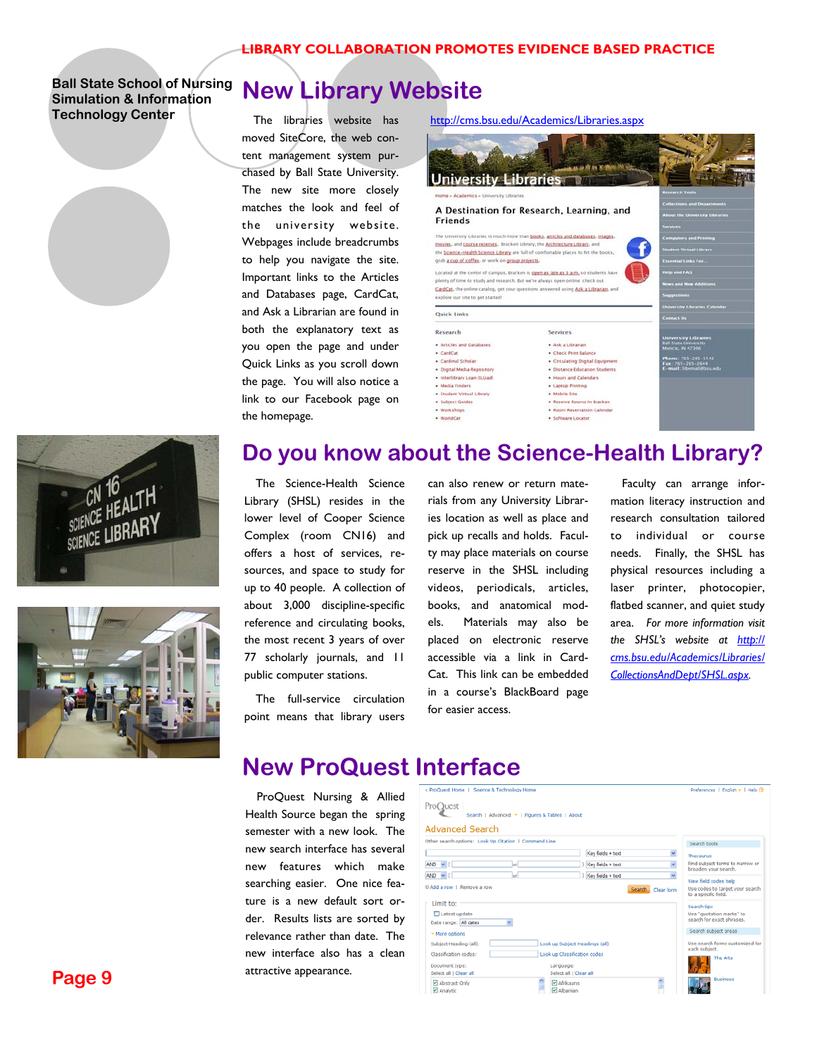**Ball State School of Nursing Simulation & Information Technology Center**

## New Library Website

http://cms.bsu.edu/Academics/Libraries.aspx

The libraries website has moved SiteCore, the web content management system purchased by Ball State University. The new site more closely matches the look and feel of the university website. Webpages include breadcrumbs to help you navigate the site. Important links to the Articles and Databases page, CardCat, and Ask a Librarian are found in both the explanatory text as you open the page and under Quick Links as you scroll down the page. You will also notice a link to our Facebook page on the homepage.

## Do you know about the Science-Health Library?

The Science-Health Science Library (SHSL) resides in the lower level of Cooper Science Complex (room CN16) and offers a host of services, resources, and space to study for up to 40 people. A collection of about 3,000 discipline-specific reference and circulating books, the most recent 3 years of over 77 scholarly journals, and 11 public computer stations.

The full-service circulation point means that library users can also renew or return materials from any University Libraries location as well as place and pick up recalls and holds. Faculty may place materials on course reserve in the SHSL including videos, periodicals, articles, books, and anatomical models. Materials may also be placed on electronic reserve accessible via a link in CardCat. This link can be embedded in a course's BlackBoard page for easier access.

Faculty can arrange information literacy instruction and research consultation tailored to individual or course needs. Finally, the SHSL has physical resources including a laser printer, photocopier, flatbed scanner, and quiet study area. *For more information visit the SHSL's website at http://cms.bsu.edu/Academics/Libraries/CollectionsAndDept/SHSL.aspx.*

## New ProQuest Interface

ProQuest Nursing & Allied Health Source began the spring semester with a new look. The new search interface has several new features which make searching easier. One nice feature is a new default sort order. Results lists are sorted by relevance rather than date. The new interface also has a clean attractive appearance.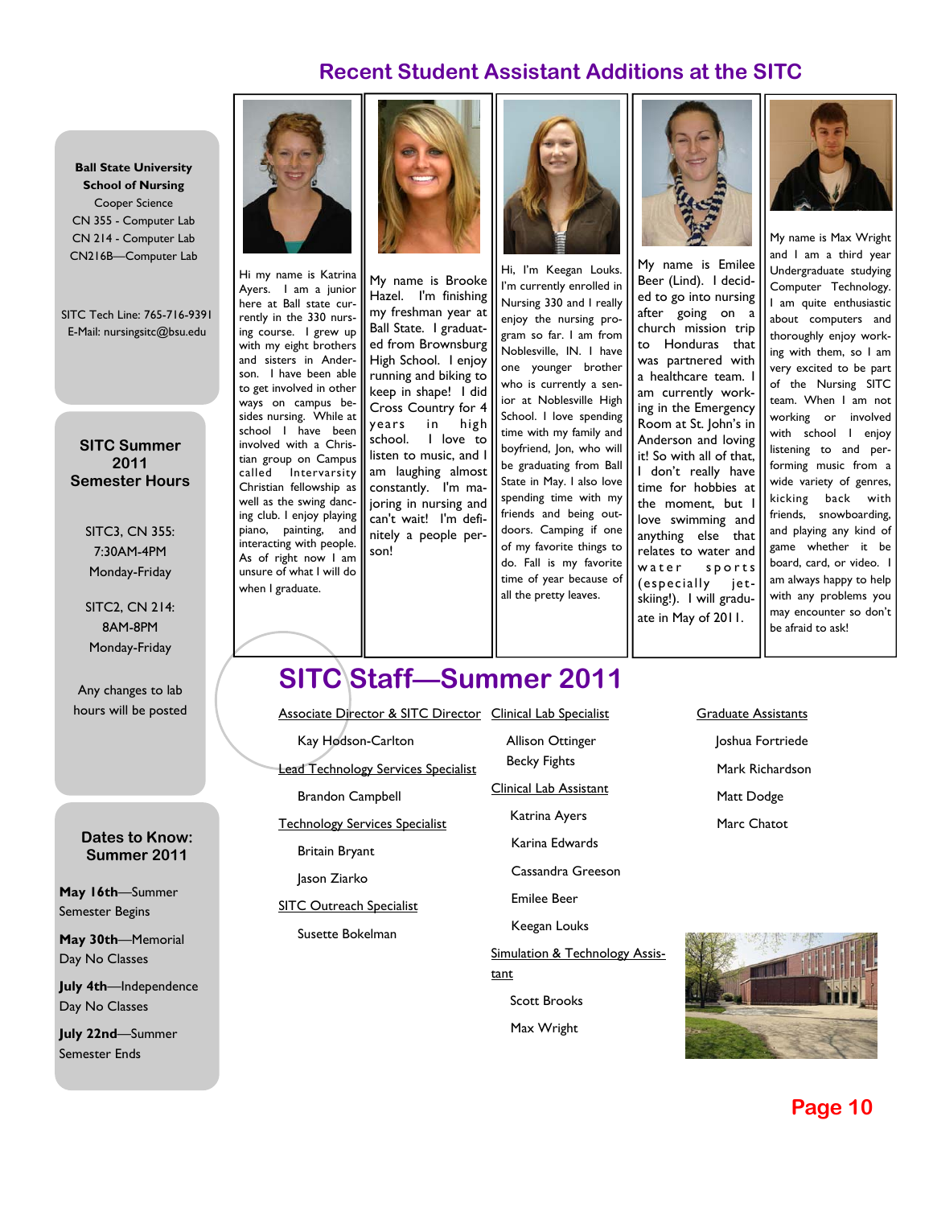## Recent Student Assistant Additions at the SITC

Hi my name is Katrina Ayers. I am a junior here at Ball state currently in the 330 nursing course. I grew up with my eight brothers and sisters in Anderson. I have been able to get involved in other ways on campus besides nursing. While at school I have been involved with a Christian group on Campus called Intervarsity Christian fellowship as well as the swing dancing club. I enjoy playing piano, painting, and interacting with people. As of right now I am unsure of what I will do when I graduate.

My name is Brooke Hazel. I'm finishing my freshman year at Ball State. I graduated from Brownsburg High School. I enjoy running and biking to keep in shape! I did Cross Country for 4 years in high school. I love to listen to music, and I am laughing almost constantly. I'm majoring in nursing and can't wait! I'm definitely a people person!

Hi, I'm Keegan Louks. I'm currently enrolled in Nursing 330 and I really enjoy the nursing program so far. I am from Noblesville, IN. I have one younger brother who is currently a senior at Noblesville High School. I love spending time with my family and boyfriend, Jon, who will be graduating from Ball State in May. I also love spending time with my friends and being outdoors. Camping if one of my favorite things to do. Fall is my favorite time of year because of all the pretty leaves.

My name is Emilee Beer (Lind). I decided to go into nursing after going on a church mission trip to Honduras that was partnered with a healthcare team. I am currently working in the Emergency Room at St. John's in Anderson and loving it! So with all of that, I don't really have time for hobbies at the moment, but I love swimming and anything else that relates to water and water sports (especially jet-skiing!). I will graduate in May of 2011.

My name is Max Wright and I am a third year Undergraduate studying Computer Technology. I am quite enthusiastic about computers and thoroughly enjoy working with them, so I am very excited to be part of the Nursing SITC team. When I am not working or involved with school I enjoy listening to and performing music from a wide variety of genres, kicking back with friends, snowboarding, and playing any kind of game whether it be board, card, or video. I am always happy to help with any problems you may encounter so don't be afraid to ask!

## SITC Staff—Summer 2011

Associate Director & SITC Director
- Kay Hodson-Carlton

Lead Technology Services Specialist
- Brandon Campbell

Technology Services Specialist
- Britain Bryant
- Jason Ziarko

SITC Outreach Specialist
- Susette Bokelman

Clinical Lab Specialist
- Allison Ottinger
- Becky Fights

Clinical Lab Assistant
- Katrina Ayers
- Karina Edwards
- Cassandra Greeson
- Emilee Beer
- Keegan Louks

Simulation & Technology Assistant
- Scott Brooks
- Max Wright

Graduate Assistants
- Joshua Fortriede
- Mark Richardson
- Matt Dodge
- Marc Chatot

---

**Ball State University**
**School of Nursing**
Cooper Science
CN 355 - Computer Lab
CN 214 - Computer Lab
CN216B—Computer Lab

SITC Tech Line: 765-716-9391
E-Mail: nursingsitc@bsu.edu

### SITC Summer 2011 Semester Hours

SITC3, CN 355:
7:30AM-4PM
Monday-Friday

SITC2, CN 214:
8AM-8PM
Monday-Friday

Any changes to lab hours will be posted

### Dates to Know: Summer 2011

**May 16th**—Summer Semester Begins

**May 30th**—Memorial Day No Classes

**July 4th**—Independence Day No Classes

**July 22nd**—Summer Semester Ends